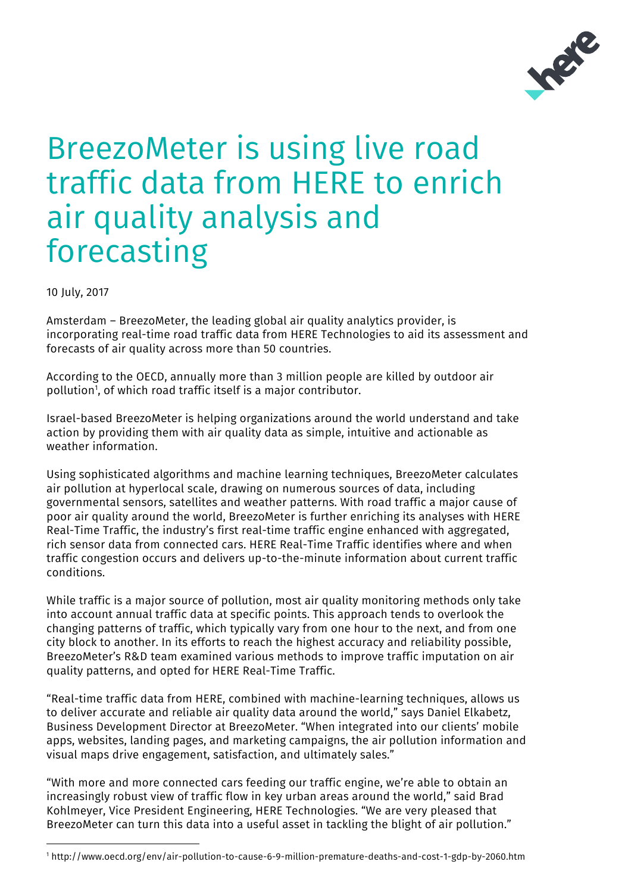# BreezoMeter is using live road traffic data from HERE to enrich air quality analysis and forecasting

10 July, 2017

Amsterdam – BreezoMeter, the leading global air quality analytics provider, is incorporating real-time road traffic data from HERE Technologies to aid its assessment and forecasts of air quality across more than 50 countries.

According to the OECD, annually more than 3 million people are killed by outdoor air pollution[1], of which road traffic itself is a major contributor.

Israel-based BreezoMeter is helping organizations around the world understand and take action by providing them with air quality data as simple, intuitive and actionable as weather information.

Using sophisticated algorithms and machine learning techniques, BreezoMeter calculates air pollution at hyperlocal scale, drawing on numerous sources of data, including governmental sensors, satellites and weather patterns. With road traffic a major cause of poor air quality around the world, BreezoMeter is further enriching its analyses with HERE Real-Time Traffic, the industry's first real-time traffic engine enhanced with aggregated, rich sensor data from connected cars. HERE Real-Time Traffic identifies where and when traffic congestion occurs and delivers up-to-the-minute information about current traffic conditions.

While traffic is a major source of pollution, most air quality monitoring methods only take into account annual traffic data at specific points. This approach tends to overlook the changing patterns of traffic, which typically vary from one hour to the next, and from one city block to another. In its efforts to reach the highest accuracy and reliability possible, BreezoMeter's R&D team examined various methods to improve traffic imputation on air quality patterns, and opted for HERE Real-Time Traffic.

"Real-time traffic data from HERE, combined with machine-learning techniques, allows us to deliver accurate and reliable air quality data around the world," says Daniel Elkabetz, Business Development Director at BreezoMeter. "When integrated into our clients' mobile apps, websites, landing pages, and marketing campaigns, the air pollution information and visual maps drive engagement, satisfaction, and ultimately sales."

"With more and more connected cars feeding our traffic engine, we're able to obtain an increasingly robust view of traffic flow in key urban areas around the world," said Brad Kohlmeyer, Vice President Engineering, HERE Technologies. "We are very pleased that BreezoMeter can turn this data into a useful asset in tackling the blight of air pollution."

---

[1] http://www.oecd.org/env/air-pollution-to-cause-6-9-million-premature-deaths-and-cost-1-gdp-by-2060.htm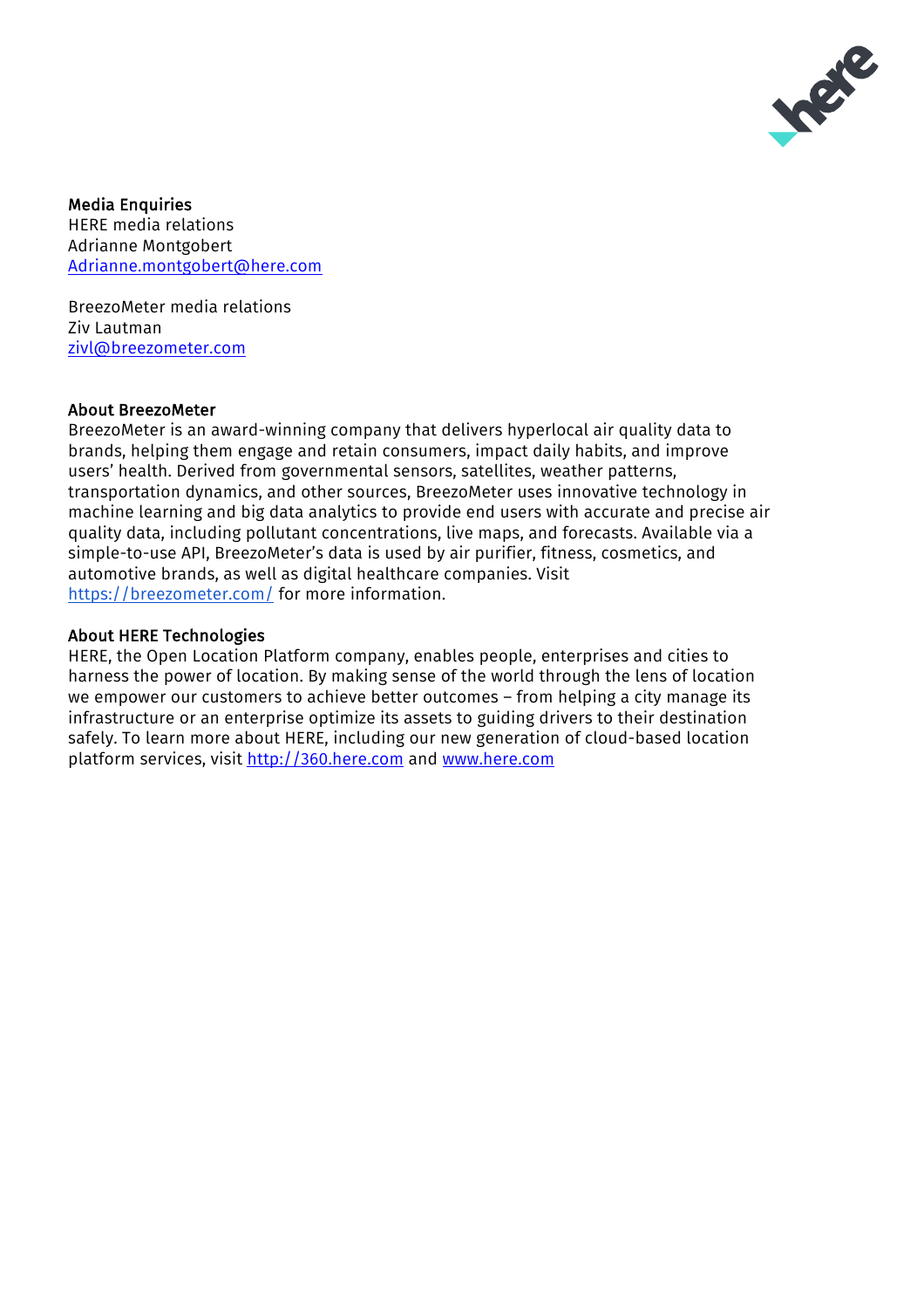**Media Enquiries**
HERE media relations
Adrianne Montgobert
Adrianne.montgobert@here.com

BreezoMeter media relations
Ziv Lautman
zivl@breezometer.com

**About BreezoMeter**
BreezoMeter is an award-winning company that delivers hyperlocal air quality data to brands, helping them engage and retain consumers, impact daily habits, and improve users' health. Derived from governmental sensors, satellites, weather patterns, transportation dynamics, and other sources, BreezoMeter uses innovative technology in machine learning and big data analytics to provide end users with accurate and precise air quality data, including pollutant concentrations, live maps, and forecasts. Available via a simple-to-use API, BreezoMeter's data is used by air purifier, fitness, cosmetics, and automotive brands, as well as digital healthcare companies. Visit https://breezometer.com/ for more information.

**About HERE Technologies**
HERE, the Open Location Platform company, enables people, enterprises and cities to harness the power of location. By making sense of the world through the lens of location we empower our customers to achieve better outcomes – from helping a city manage its infrastructure or an enterprise optimize its assets to guiding drivers to their destination safely. To learn more about HERE, including our new generation of cloud-based location platform services, visit http://360.here.com and www.here.com